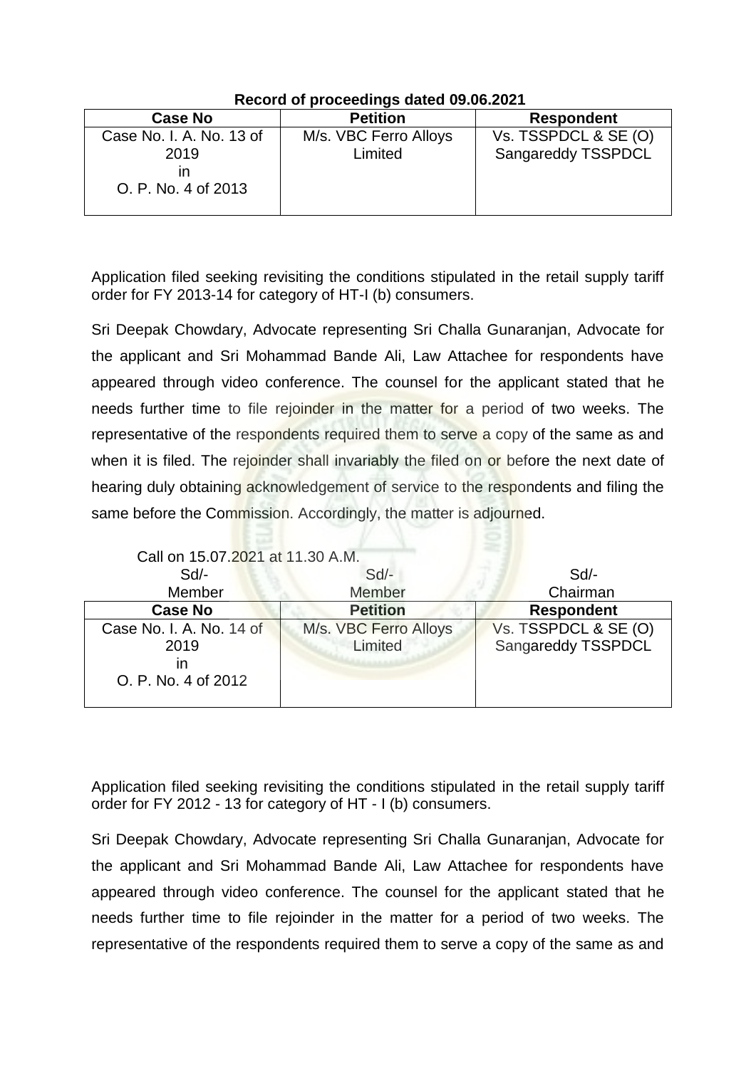**Record of proceedings dated 09.06.2021**

| Case No | Petition | Respondent |
|---|---|---|
| Case No. I. A. No. 13 of 2019 in O. P. No. 4 of 2013 | M/s. VBC Ferro Alloys Limited | Vs. TSSPDCL & SE (O) Sangareddy TSSPDCL |

Application filed seeking revisiting the conditions stipulated in the retail supply tariff order for FY 2013-14 for category of HT-I (b) consumers.

Sri Deepak Chowdary, Advocate representing Sri Challa Gunaranjan, Advocate for the applicant and Sri Mohammad Bande Ali, Law Attachee for respondents have appeared through video conference. The counsel for the applicant stated that he needs further time to file rejoinder in the matter for a period of two weeks. The representative of the respondents required them to serve a copy of the same as and when it is filed. The rejoinder shall invariably the filed on or before the next date of hearing duly obtaining acknowledgement of service to the respondents and filing the same before the Commission. Accordingly, the matter is adjourned.

Call on 15.07.2021 at 11.30 A.M.

| Sd/- | Sd/- | Sd/- |
|---|---|---|
| Member | Member | Chairman |

| Case No | Petition | Respondent |
|---|---|---|
| Case No. I. A. No. 14 of 2019 in O. P. No. 4 of 2012 | M/s. VBC Ferro Alloys Limited | Vs. TSSPDCL & SE (O) Sangareddy TSSPDCL |

Application filed seeking revisiting the conditions stipulated in the retail supply tariff order for FY 2012 - 13 for category of HT - I (b) consumers.

Sri Deepak Chowdary, Advocate representing Sri Challa Gunaranjan, Advocate for the applicant and Sri Mohammad Bande Ali, Law Attachee for respondents have appeared through video conference. The counsel for the applicant stated that he needs further time to file rejoinder in the matter for a period of two weeks. The representative of the respondents required them to serve a copy of the same as and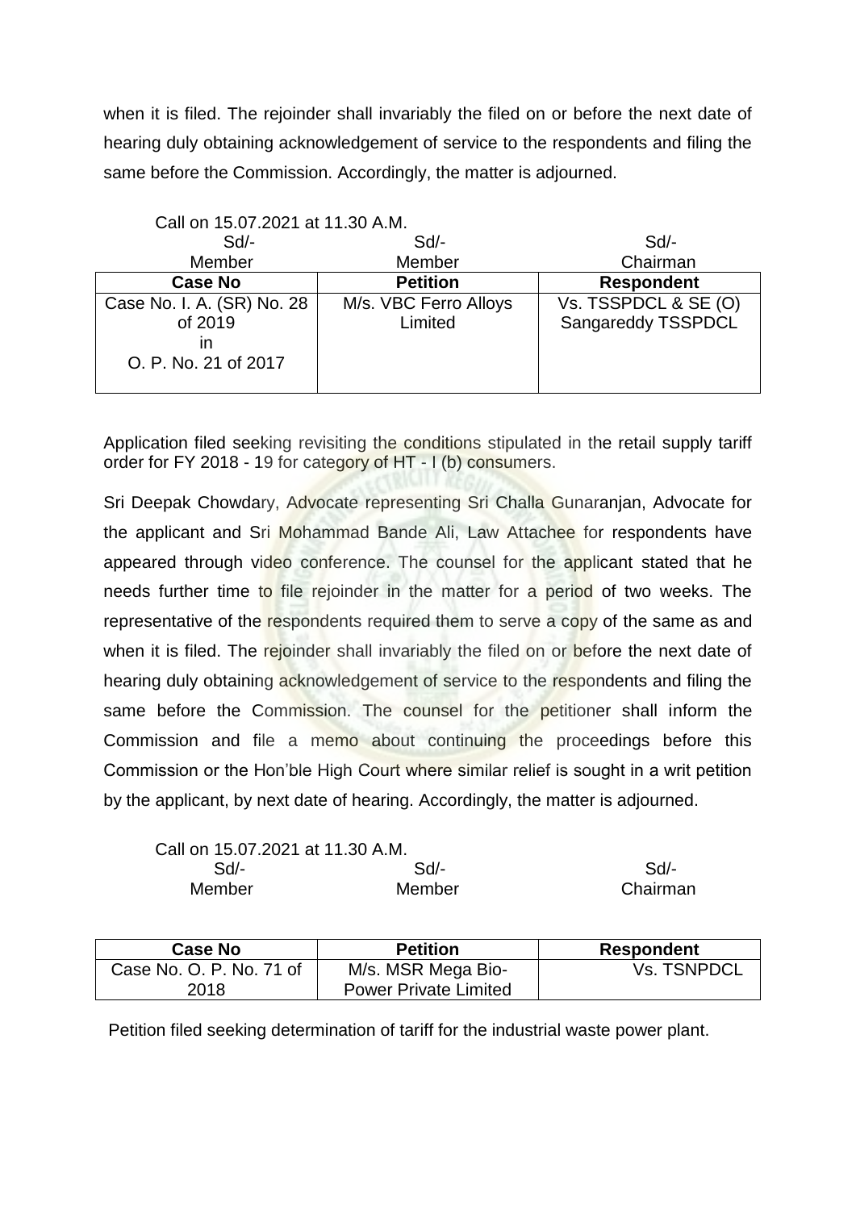when it is filed. The rejoinder shall invariably the filed on or before the next date of hearing duly obtaining acknowledgement of service to the respondents and filing the same before the Commission. Accordingly, the matter is adjourned.

Call on 15.07.2021 at 11.30 A.M.

| Sd/- | Sd/- | Sd/- |
|---|---|---|
| Member | Member | Chairman |

| Case No | Petition | Respondent |
|---|---|---|
| Case No. I. A. (SR) No. 28 of 2019 in O. P. No. 21 of 2017 | M/s. VBC Ferro Alloys Limited | Vs. TSSPDCL & SE (O) Sangareddy TSSPDCL |

Application filed seeking revisiting the conditions stipulated in the retail supply tariff order for FY 2018 - 19 for category of HT - I (b) consumers.

Sri Deepak Chowdary, Advocate representing Sri Challa Gunaranjan, Advocate for the applicant and Sri Mohammad Bande Ali, Law Attachee for respondents have appeared through video conference. The counsel for the applicant stated that he needs further time to file rejoinder in the matter for a period of two weeks. The representative of the respondents required them to serve a copy of the same as and when it is filed. The rejoinder shall invariably the filed on or before the next date of hearing duly obtaining acknowledgement of service to the respondents and filing the same before the Commission. The counsel for the petitioner shall inform the Commission and file a memo about continuing the proceedings before this Commission or the Hon'ble High Court where similar relief is sought in a writ petition by the applicant, by next date of hearing. Accordingly, the matter is adjourned.

Call on 15.07.2021 at 11.30 A.M.

| Sd/- | Sd/- | Sd/- |
|---|---|---|
| Member | Member | Chairman |

| Case No | Petition | Respondent |
|---|---|---|
| Case No. O. P. No. 71 of 2018 | M/s. MSR Mega Bio-Power Private Limited | Vs. TSNPDCL |

Petition filed seeking determination of tariff for the industrial waste power plant.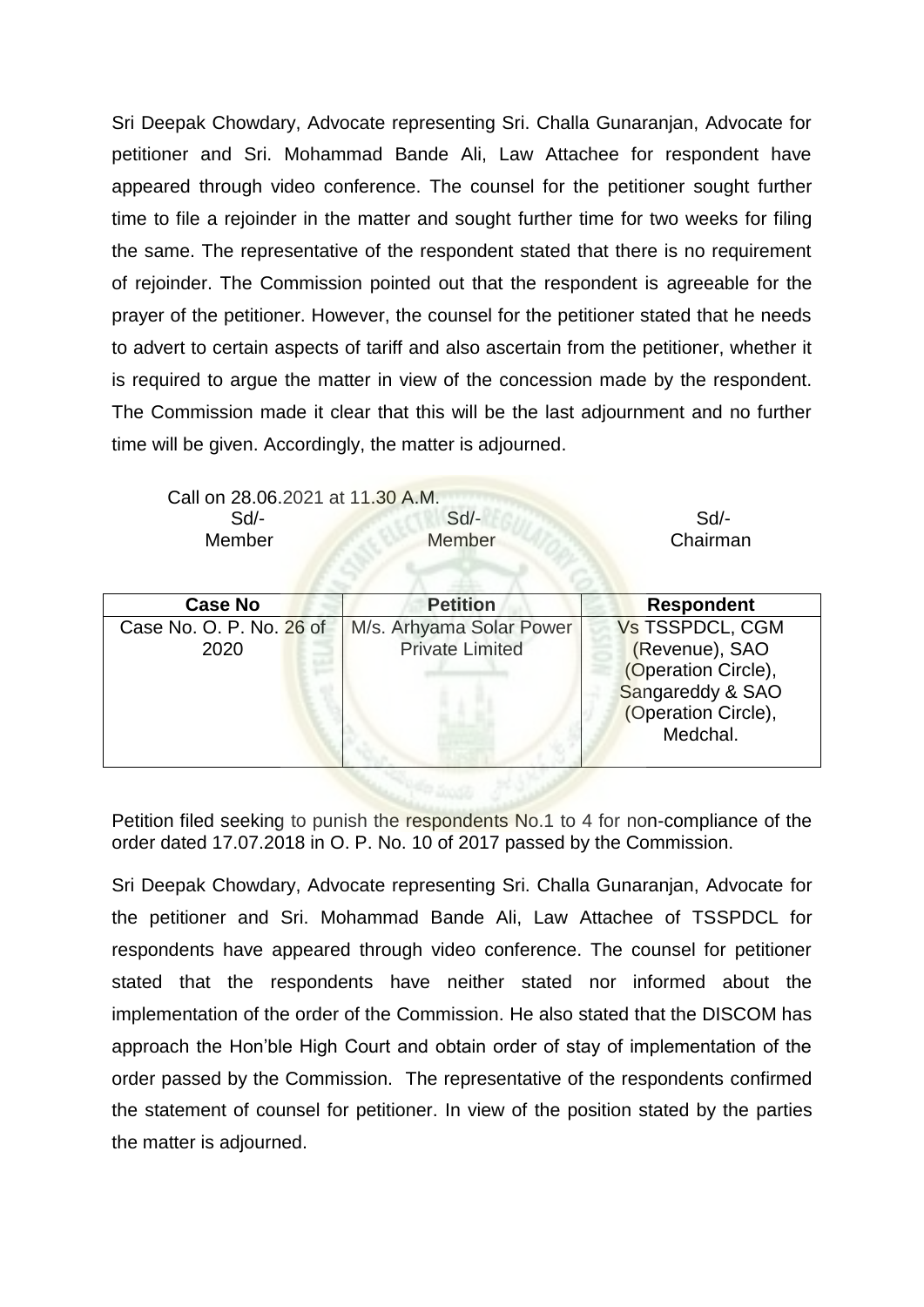Sri Deepak Chowdary, Advocate representing Sri. Challa Gunaranjan, Advocate for petitioner and Sri. Mohammad Bande Ali, Law Attachee for respondent have appeared through video conference. The counsel for the petitioner sought further time to file a rejoinder in the matter and sought further time for two weeks for filing the same. The representative of the respondent stated that there is no requirement of rejoinder. The Commission pointed out that the respondent is agreeable for the prayer of the petitioner. However, the counsel for the petitioner stated that he needs to advert to certain aspects of tariff and also ascertain from the petitioner, whether it is required to argue the matter in view of the concession made by the respondent. The Commission made it clear that this will be the last adjournment and no further time will be given. Accordingly, the matter is adjourned.

Call on 28.06.2021 at 11.30 A.M.

| Sd/- | Sd/- | Sd/- |
|---|---|---|
| Member | Member | Chairman |

| Case No | Petition | Respondent |
|---|---|---|
| Case No. O. P. No. 26 of 2020 | M/s. Arhyama Solar Power Private Limited | Vs TSSPDCL, CGM (Revenue), SAO (Operation Circle), Sangareddy & SAO (Operation Circle), Medchal. |

Petition filed seeking to punish the respondents No.1 to 4 for non-compliance of the order dated 17.07.2018 in O. P. No. 10 of 2017 passed by the Commission.

Sri Deepak Chowdary, Advocate representing Sri. Challa Gunaranjan, Advocate for the petitioner and Sri. Mohammad Bande Ali, Law Attachee of TSSPDCL for respondents have appeared through video conference. The counsel for petitioner stated that the respondents have neither stated nor informed about the implementation of the order of the Commission. He also stated that the DISCOM has approach the Hon'ble High Court and obtain order of stay of implementation of the order passed by the Commission. The representative of the respondents confirmed the statement of counsel for petitioner. In view of the position stated by the parties the matter is adjourned.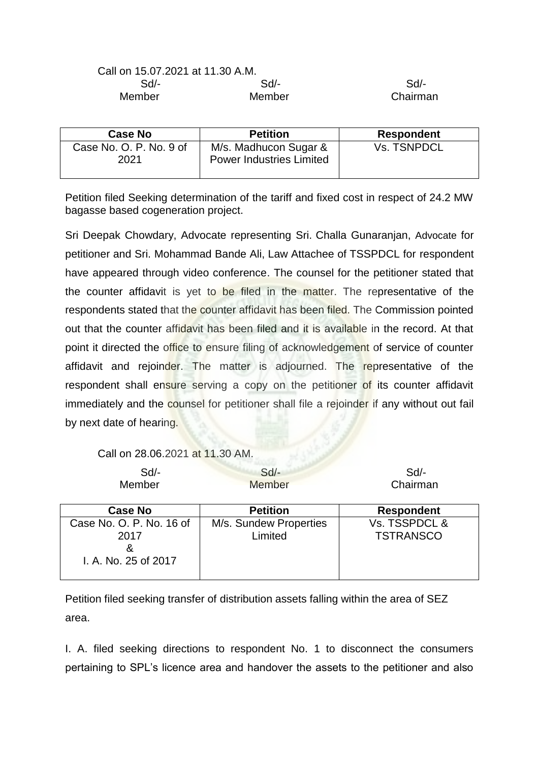Call on 15.07.2021 at 11.30 A.M.

| Sd/- | Sd/- | Sd/- |
|---|---|---|
| Member | Member | Chairman |

| Case No | Petition | Respondent |
|---|---|---|
| Case No. O. P. No. 9 of 2021 | M/s. Madhucon Sugar & Power Industries Limited | Vs. TSNPDCL |

Petition filed Seeking determination of the tariff and fixed cost in respect of 24.2 MW bagasse based cogeneration project.

Sri Deepak Chowdary, Advocate representing Sri. Challa Gunaranjan, Advocate for petitioner and Sri. Mohammad Bande Ali, Law Attachee of TSSPDCL for respondent have appeared through video conference. The counsel for the petitioner stated that the counter affidavit is yet to be filed in the matter. The representative of the respondents stated that the counter affidavit has been filed. The Commission pointed out that the counter affidavit has been filed and it is available in the record. At that point it directed the office to ensure filing of acknowledgement of service of counter affidavit and rejoinder. The matter is adjourned. The representative of the respondent shall ensure serving a copy on the petitioner of its counter affidavit immediately and the counsel for petitioner shall file a rejoinder if any without out fail by next date of hearing.

Call on 28.06.2021 at 11.30 AM.

| Sd/- | Sd/- | Sd/- |
|---|---|---|
| Member | Member | Chairman |

| Case No | Petition | Respondent |
|---|---|---|
| Case No. O. P. No. 16 of 2017 & I. A. No. 25 of 2017 | M/s. Sundew Properties Limited | Vs. TSSPDCL & TSTRANSCO |

Petition filed seeking transfer of distribution assets falling within the area of SEZ area.

I. A. filed seeking directions to respondent No. 1 to disconnect the consumers pertaining to SPL's licence area and handover the assets to the petitioner and also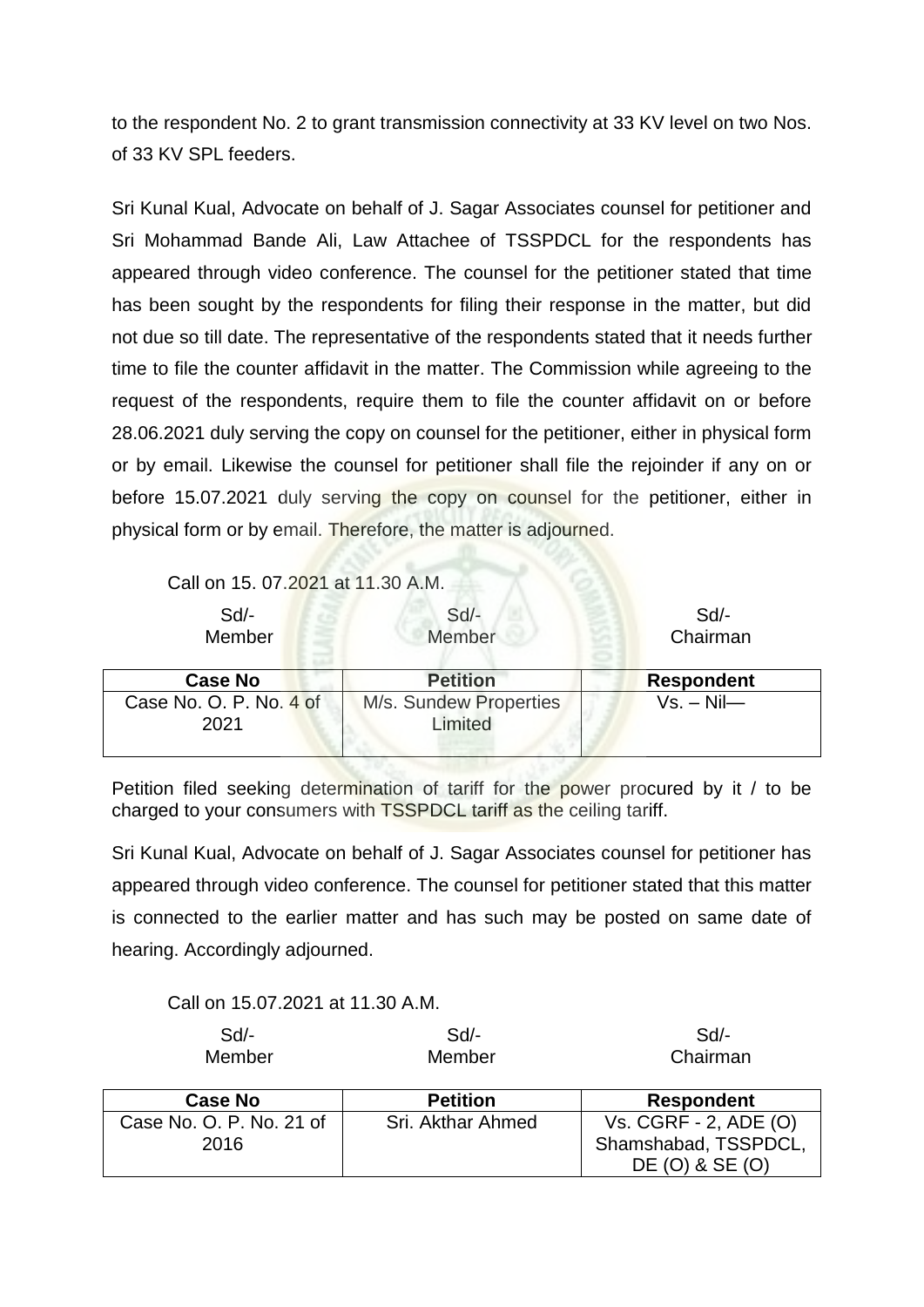to the respondent No. 2 to grant transmission connectivity at 33 KV level on two Nos. of 33 KV SPL feeders.

Sri Kunal Kual, Advocate on behalf of J. Sagar Associates counsel for petitioner and Sri Mohammad Bande Ali, Law Attachee of TSSPDCL for the respondents has appeared through video conference. The counsel for the petitioner stated that time has been sought by the respondents for filing their response in the matter, but did not due so till date. The representative of the respondents stated that it needs further time to file the counter affidavit in the matter. The Commission while agreeing to the request of the respondents, require them to file the counter affidavit on or before 28.06.2021 duly serving the copy on counsel for the petitioner, either in physical form or by email. Likewise the counsel for petitioner shall file the rejoinder if any on or before 15.07.2021 duly serving the copy on counsel for the petitioner, either in physical form or by email. Therefore, the matter is adjourned.

Call on 15. 07.2021 at 11.30 A.M.

| Sd/- Member | Sd/- Member | Sd/- Chairman |
|---|---|---|

| Case No | Petition | Respondent |
|---|---|---|
| Case No. O. P. No. 4 of 2021 | M/s. Sundew Properties Limited | Vs. – Nil— |

Petition filed seeking determination of tariff for the power procured by it / to be charged to your consumers with TSSPDCL tariff as the ceiling tariff.

Sri Kunal Kual, Advocate on behalf of J. Sagar Associates counsel for petitioner has appeared through video conference. The counsel for petitioner stated that this matter is connected to the earlier matter and has such may be posted on same date of hearing. Accordingly adjourned.

Call on 15.07.2021 at 11.30 A.M.

| Sd/- Member | Sd/- Member | Sd/- Chairman |
|---|---|---|

| Case No | Petition | Respondent |
|---|---|---|
| Case No. O. P. No. 21 of 2016 | Sri. Akthar Ahmed | Vs. CGRF - 2, ADE (O) Shamshabad, TSSPDCL, DE (O) & SE (O) |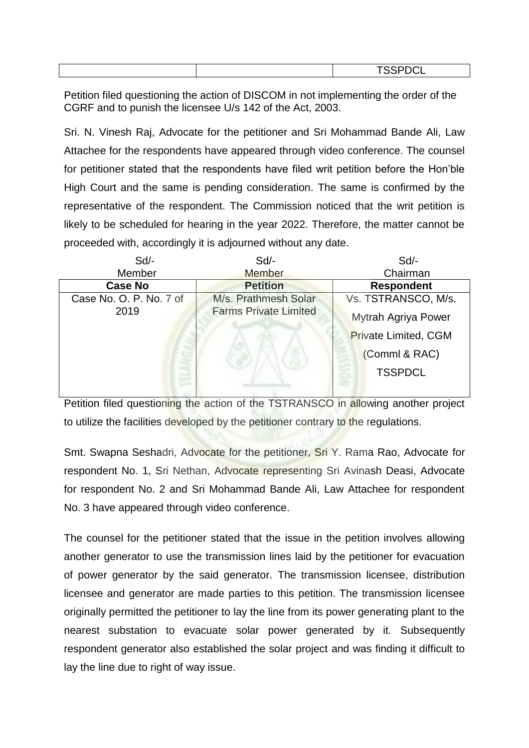| | | TSSPDCL |
|---|---|---|

Petition filed questioning the action of DISCOM in not implementing the order of the CGRF and to punish the licensee U/s 142 of the Act, 2003.

Sri. N. Vinesh Raj, Advocate for the petitioner and Sri Mohammad Bande Ali, Law Attachee for the respondents have appeared through video conference. The counsel for petitioner stated that the respondents have filed writ petition before the Hon'ble High Court and the same is pending consideration. The same is confirmed by the representative of the respondent. The Commission noticed that the writ petition is likely to be scheduled for hearing in the year 2022. Therefore, the matter cannot be proceeded with, accordingly it is adjourned without any date.

| Sd/- | Sd/- | Sd/- |
|---|---|---|
| Member | Member | Chairman |

| Case No | Petition | Respondent |
|---|---|---|
| Case No. O. P. No. 7 of 2019 | M/s. Prathmesh Solar Farms Private Limited | Vs. TSTRANSCO, M/s. Mytrah Agriya Power Private Limited, CGM (Comml & RAC) TSSPDCL |

Petition filed questioning the action of the TSTRANSCO in allowing another project to utilize the facilities developed by the petitioner contrary to the regulations.

Smt. Swapna Seshadri, Advocate for the petitioner, Sri Y. Rama Rao, Advocate for respondent No. 1, Sri Nethan, Advocate representing Sri Avinash Deasi, Advocate for respondent No. 2 and Sri Mohammad Bande Ali, Law Attachee for respondent No. 3 have appeared through video conference.

The counsel for the petitioner stated that the issue in the petition involves allowing another generator to use the transmission lines laid by the petitioner for evacuation of power generator by the said generator. The transmission licensee, distribution licensee and generator are made parties to this petition. The transmission licensee originally permitted the petitioner to lay the line from its power generating plant to the nearest substation to evacuate solar power generated by it. Subsequently respondent generator also established the solar project and was finding it difficult to lay the line due to right of way issue.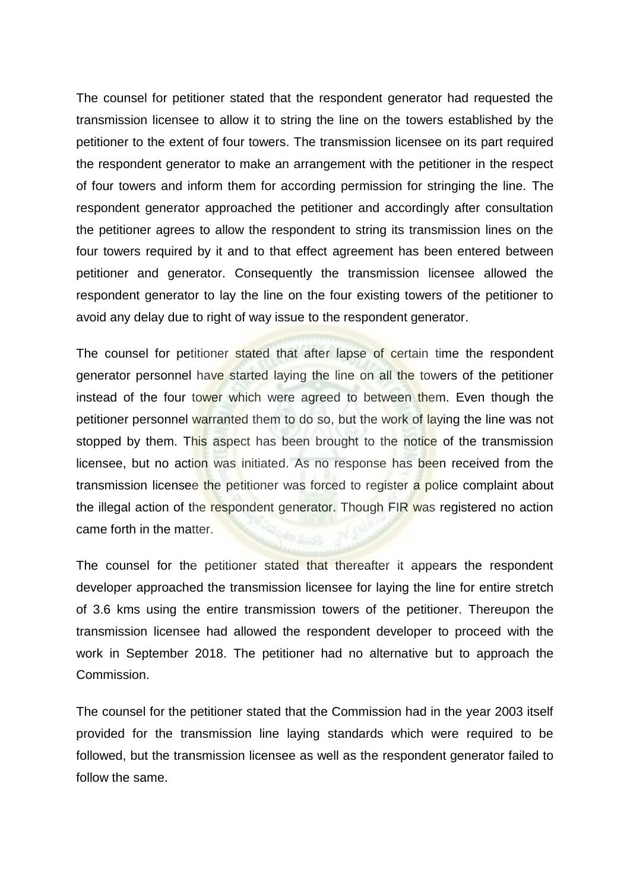The counsel for petitioner stated that the respondent generator had requested the transmission licensee to allow it to string the line on the towers established by the petitioner to the extent of four towers. The transmission licensee on its part required the respondent generator to make an arrangement with the petitioner in the respect of four towers and inform them for according permission for stringing the line. The respondent generator approached the petitioner and accordingly after consultation the petitioner agrees to allow the respondent to string its transmission lines on the four towers required by it and to that effect agreement has been entered between petitioner and generator. Consequently the transmission licensee allowed the respondent generator to lay the line on the four existing towers of the petitioner to avoid any delay due to right of way issue to the respondent generator.

The counsel for petitioner stated that after lapse of certain time the respondent generator personnel have started laying the line on all the towers of the petitioner instead of the four tower which were agreed to between them. Even though the petitioner personnel warranted them to do so, but the work of laying the line was not stopped by them. This aspect has been brought to the notice of the transmission licensee, but no action was initiated. As no response has been received from the transmission licensee the petitioner was forced to register a police complaint about the illegal action of the respondent generator. Though FIR was registered no action came forth in the matter.

The counsel for the petitioner stated that thereafter it appears the respondent developer approached the transmission licensee for laying the line for entire stretch of 3.6 kms using the entire transmission towers of the petitioner. Thereupon the transmission licensee had allowed the respondent developer to proceed with the work in September 2018. The petitioner had no alternative but to approach the Commission.

The counsel for the petitioner stated that the Commission had in the year 2003 itself provided for the transmission line laying standards which were required to be followed, but the transmission licensee as well as the respondent generator failed to follow the same.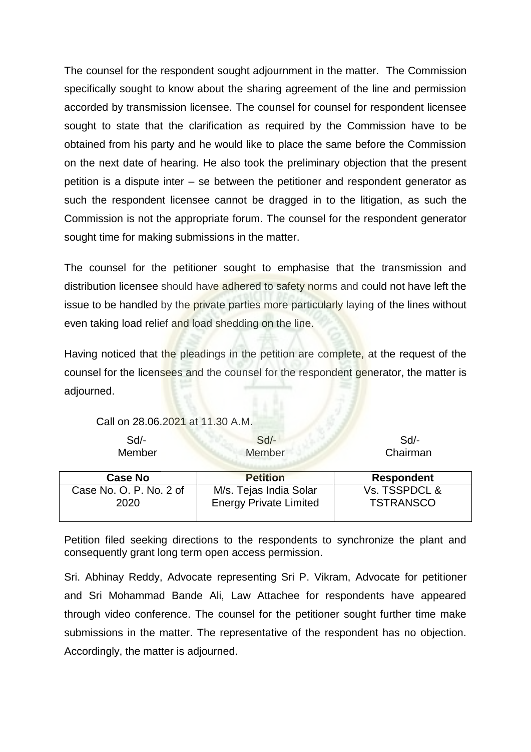The counsel for the respondent sought adjournment in the matter. The Commission specifically sought to know about the sharing agreement of the line and permission accorded by transmission licensee. The counsel for counsel for respondent licensee sought to state that the clarification as required by the Commission have to be obtained from his party and he would like to place the same before the Commission on the next date of hearing. He also took the preliminary objection that the present petition is a dispute inter – se between the petitioner and respondent generator as such the respondent licensee cannot be dragged in to the litigation, as such the Commission is not the appropriate forum. The counsel for the respondent generator sought time for making submissions in the matter.

The counsel for the petitioner sought to emphasise that the transmission and distribution licensee should have adhered to safety norms and could not have left the issue to be handled by the private parties more particularly laying of the lines without even taking load relief and load shedding on the line.

Having noticed that the pleadings in the petition are complete, at the request of the counsel for the licensees and the counsel for the respondent generator, the matter is adjourned.

Call on 28.06.2021 at 11.30 A.M.

| Sd/- | Sd/- | Sd/- |
|---|---|---|
| Member | Member | Chairman |

| Case No | Petition | Respondent |
|---|---|---|
| Case No. O. P. No. 2 of 2020 | M/s. Tejas India Solar Energy Private Limited | Vs. TSSPDCL & TSTRANSCO |

Petition filed seeking directions to the respondents to synchronize the plant and consequently grant long term open access permission.

Sri. Abhinay Reddy, Advocate representing Sri P. Vikram, Advocate for petitioner and Sri Mohammad Bande Ali, Law Attachee for respondents have appeared through video conference. The counsel for the petitioner sought further time make submissions in the matter. The representative of the respondent has no objection. Accordingly, the matter is adjourned.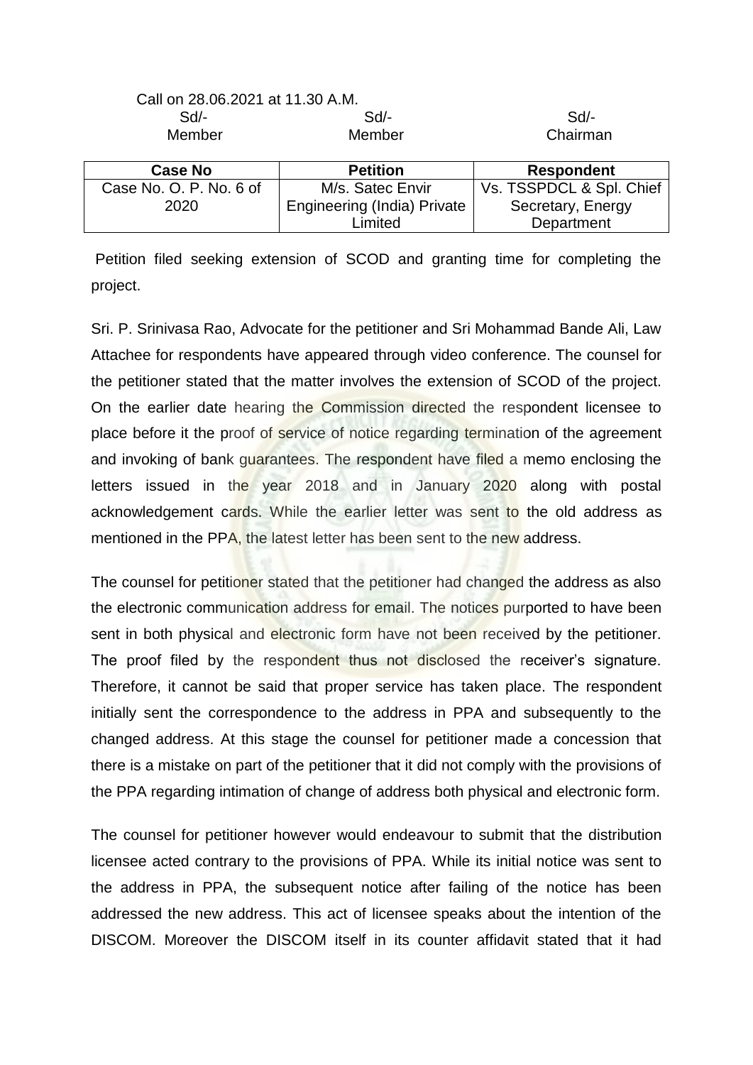Call on 28.06.2021 at 11.30 A.M.

| Sd/- | Sd/- | Sd/- |
|---|---|---|
| Member | Member | Chairman |

| Case No | Petition | Respondent |
|---|---|---|
| Case No. O. P. No. 6 of 2020 | M/s. Satec Envir Engineering (India) Private Limited | Vs. TSSPDCL & Spl. Chief Secretary, Energy Department |

Petition filed seeking extension of SCOD and granting time for completing the project.

Sri. P. Srinivasa Rao, Advocate for the petitioner and Sri Mohammad Bande Ali, Law Attachee for respondents have appeared through video conference. The counsel for the petitioner stated that the matter involves the extension of SCOD of the project. On the earlier date hearing the Commission directed the respondent licensee to place before it the proof of service of notice regarding termination of the agreement and invoking of bank guarantees. The respondent have filed a memo enclosing the letters issued in the year 2018 and in January 2020 along with postal acknowledgement cards. While the earlier letter was sent to the old address as mentioned in the PPA, the latest letter has been sent to the new address.

The counsel for petitioner stated that the petitioner had changed the address as also the electronic communication address for email. The notices purported to have been sent in both physical and electronic form have not been received by the petitioner. The proof filed by the respondent thus not disclosed the receiver's signature. Therefore, it cannot be said that proper service has taken place. The respondent initially sent the correspondence to the address in PPA and subsequently to the changed address. At this stage the counsel for petitioner made a concession that there is a mistake on part of the petitioner that it did not comply with the provisions of the PPA regarding intimation of change of address both physical and electronic form.

The counsel for petitioner however would endeavour to submit that the distribution licensee acted contrary to the provisions of PPA. While its initial notice was sent to the address in PPA, the subsequent notice after failing of the notice has been addressed the new address. This act of licensee speaks about the intention of the DISCOM. Moreover the DISCOM itself in its counter affidavit stated that it had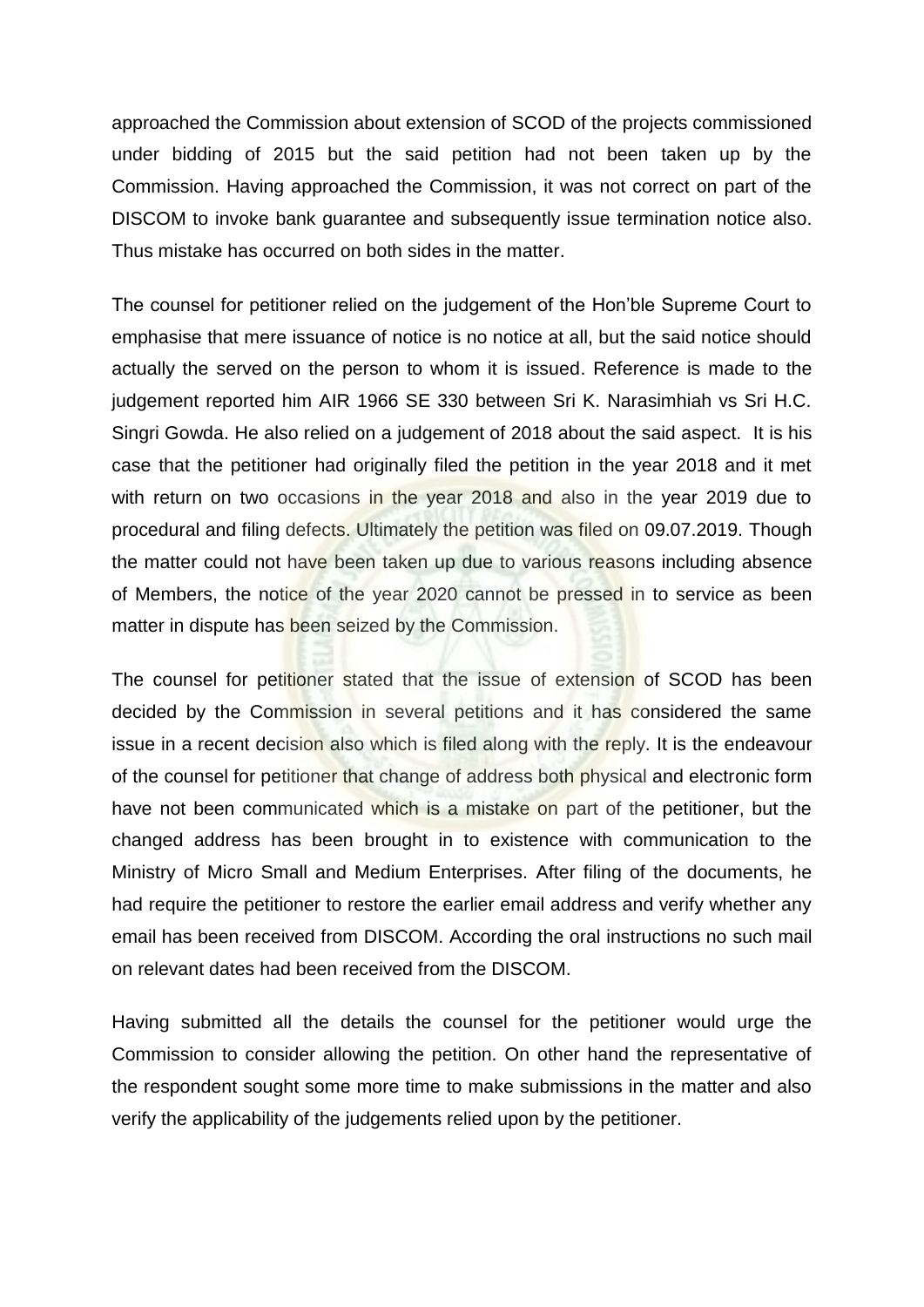approached the Commission about extension of SCOD of the projects commissioned under bidding of 2015 but the said petition had not been taken up by the Commission. Having approached the Commission, it was not correct on part of the DISCOM to invoke bank guarantee and subsequently issue termination notice also. Thus mistake has occurred on both sides in the matter.

The counsel for petitioner relied on the judgement of the Hon'ble Supreme Court to emphasise that mere issuance of notice is no notice at all, but the said notice should actually the served on the person to whom it is issued. Reference is made to the judgement reported him AIR 1966 SE 330 between Sri K. Narasimhiah vs Sri H.C. Singri Gowda. He also relied on a judgement of 2018 about the said aspect. It is his case that the petitioner had originally filed the petition in the year 2018 and it met with return on two occasions in the year 2018 and also in the year 2019 due to procedural and filing defects. Ultimately the petition was filed on 09.07.2019. Though the matter could not have been taken up due to various reasons including absence of Members, the notice of the year 2020 cannot be pressed in to service as been matter in dispute has been seized by the Commission.

The counsel for petitioner stated that the issue of extension of SCOD has been decided by the Commission in several petitions and it has considered the same issue in a recent decision also which is filed along with the reply. It is the endeavour of the counsel for petitioner that change of address both physical and electronic form have not been communicated which is a mistake on part of the petitioner, but the changed address has been brought in to existence with communication to the Ministry of Micro Small and Medium Enterprises. After filing of the documents, he had require the petitioner to restore the earlier email address and verify whether any email has been received from DISCOM. According the oral instructions no such mail on relevant dates had been received from the DISCOM.

Having submitted all the details the counsel for the petitioner would urge the Commission to consider allowing the petition. On other hand the representative of the respondent sought some more time to make submissions in the matter and also verify the applicability of the judgements relied upon by the petitioner.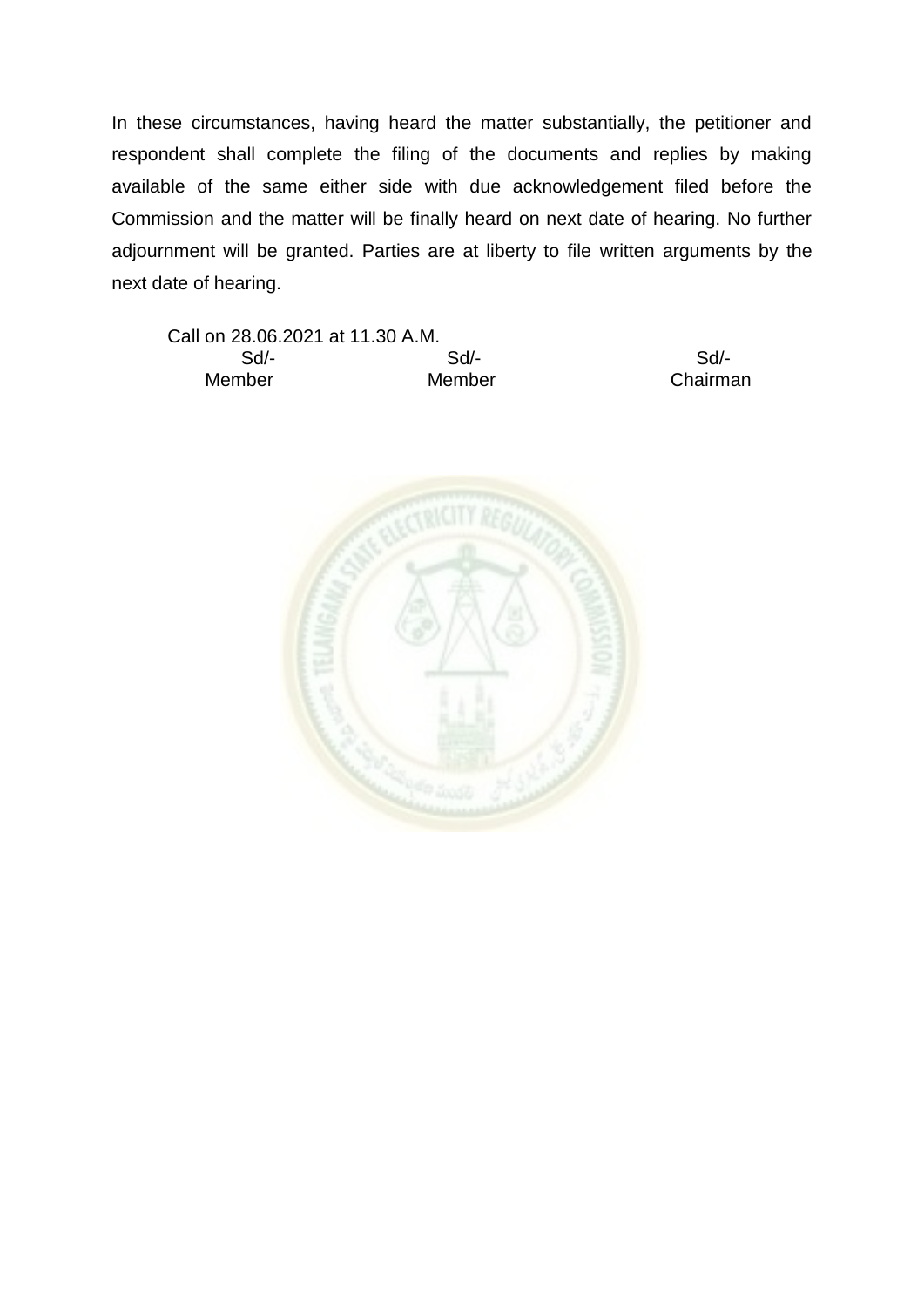In these circumstances, having heard the matter substantially, the petitioner and respondent shall complete the filing of the documents and replies by making available of the same either side with due acknowledgement filed before the Commission and the matter will be finally heard on next date of hearing. No further adjournment will be granted. Parties are at liberty to file written arguments by the next date of hearing.

Call on 28.06.2021 at 11.30 A.M.

| | | |
|---|---|---|
| Sd/- | Sd/- | Sd/- |
| Member | Member | Chairman |